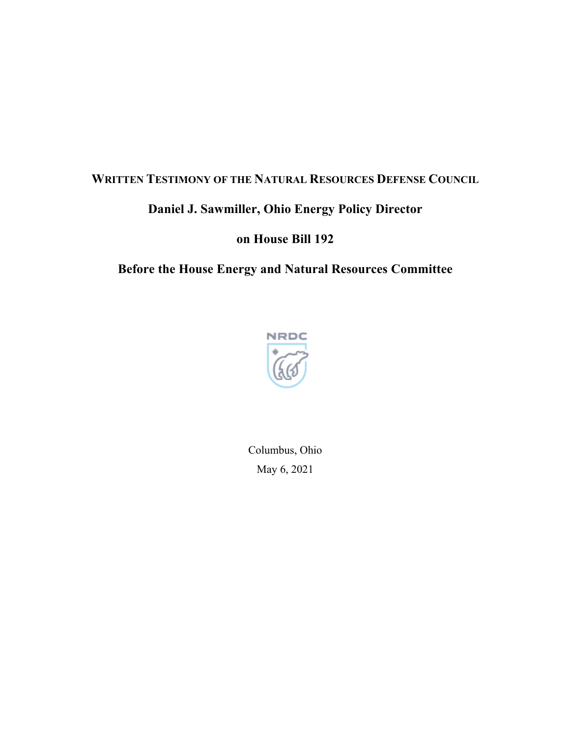# WRITTEN TESTIMONY OF THE NATURAL RESOURCES DEFENSE COUNCIL

## Daniel J. Sawmiller, Ohio Energy Policy Director

## on House Bill 192

## Before the House Energy and Natural Resources Committee

Columbus, Ohio

May 6, 2021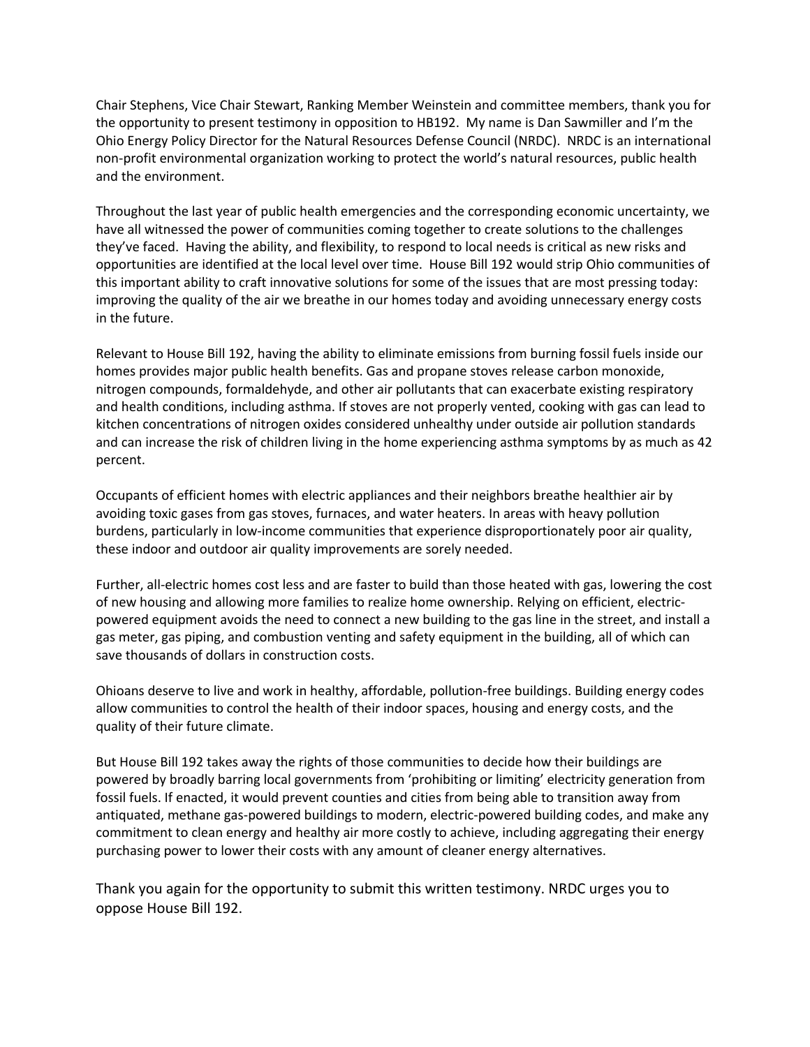Chair Stephens, Vice Chair Stewart, Ranking Member Weinstein and committee members, thank you for the opportunity to present testimony in opposition to HB192. My name is Dan Sawmiller and I'm the Ohio Energy Policy Director for the Natural Resources Defense Council (NRDC). NRDC is an international non-profit environmental organization working to protect the world's natural resources, public health and the environment.

Throughout the last year of public health emergencies and the corresponding economic uncertainty, we have all witnessed the power of communities coming together to create solutions to the challenges they've faced. Having the ability, and flexibility, to respond to local needs is critical as new risks and opportunities are identified at the local level over time. House Bill 192 would strip Ohio communities of this important ability to craft innovative solutions for some of the issues that are most pressing today: improving the quality of the air we breathe in our homes today and avoiding unnecessary energy costs in the future.

Relevant to House Bill 192, having the ability to eliminate emissions from burning fossil fuels inside our homes provides major public health benefits. Gas and propane stoves release carbon monoxide, nitrogen compounds, formaldehyde, and other air pollutants that can exacerbate existing respiratory and health conditions, including asthma. If stoves are not properly vented, cooking with gas can lead to kitchen concentrations of nitrogen oxides considered unhealthy under outside air pollution standards and can increase the risk of children living in the home experiencing asthma symptoms by as much as 42 percent.

Occupants of efficient homes with electric appliances and their neighbors breathe healthier air by avoiding toxic gases from gas stoves, furnaces, and water heaters. In areas with heavy pollution burdens, particularly in low-income communities that experience disproportionately poor air quality, these indoor and outdoor air quality improvements are sorely needed.

Further, all-electric homes cost less and are faster to build than those heated with gas, lowering the cost of new housing and allowing more families to realize home ownership. Relying on efficient, electric-powered equipment avoids the need to connect a new building to the gas line in the street, and install a gas meter, gas piping, and combustion venting and safety equipment in the building, all of which can save thousands of dollars in construction costs.

Ohioans deserve to live and work in healthy, affordable, pollution-free buildings. Building energy codes allow communities to control the health of their indoor spaces, housing and energy costs, and the quality of their future climate.

But House Bill 192 takes away the rights of those communities to decide how their buildings are powered by broadly barring local governments from 'prohibiting or limiting' electricity generation from fossil fuels. If enacted, it would prevent counties and cities from being able to transition away from antiquated, methane gas-powered buildings to modern, electric-powered building codes, and make any commitment to clean energy and healthy air more costly to achieve, including aggregating their energy purchasing power to lower their costs with any amount of cleaner energy alternatives.

Thank you again for the opportunity to submit this written testimony. NRDC urges you to oppose House Bill 192.